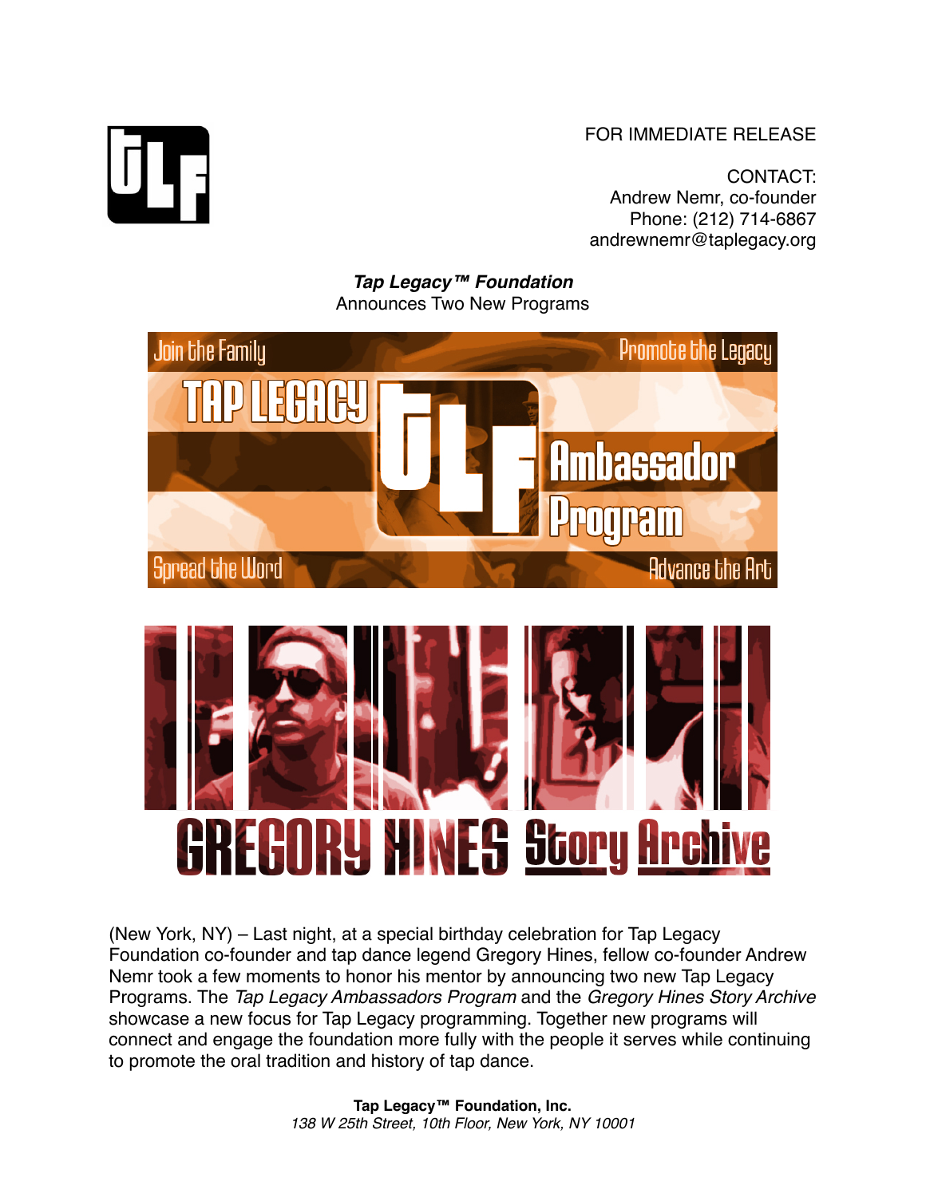FOR IMMEDIATE RELEASE

CONTACT:
Andrew Nemr, co-founder
Phone: (212) 714-6867
andrewnemr@taplegacy.org

***Tap Legacy™ Foundation***
Announces Two New Programs

(New York, NY) – Last night, at a special birthday celebration for Tap Legacy Foundation co-founder and tap dance legend Gregory Hines, fellow co-founder Andrew Nemr took a few moments to honor his mentor by announcing two new Tap Legacy Programs. The *Tap Legacy Ambassadors Program* and the *Gregory Hines Story Archive* showcase a new focus for Tap Legacy programming. Together new programs will connect and engage the foundation more fully with the people it serves while continuing to promote the oral tradition and history of tap dance.

**Tap Legacy™ Foundation, Inc.**
*138 W 25th Street, 10th Floor, New York, NY 10001*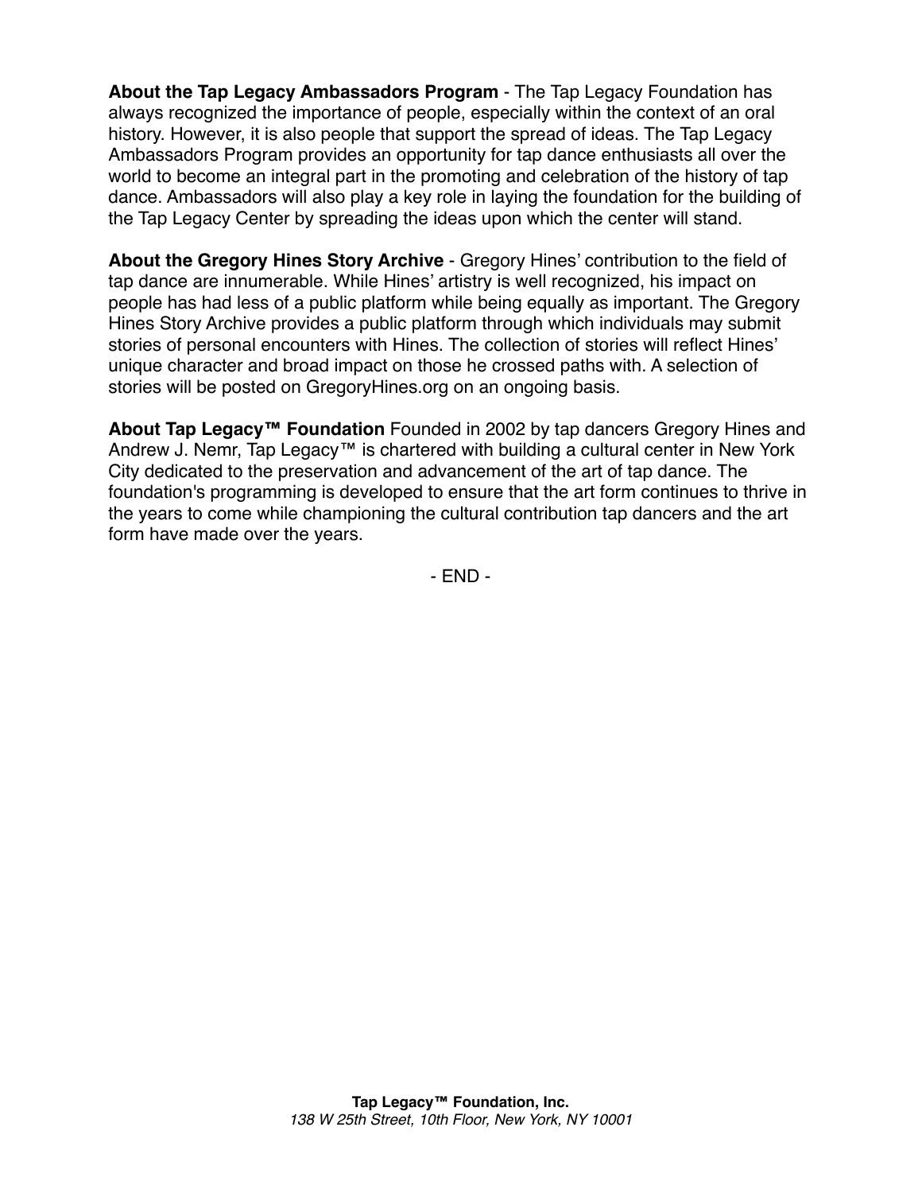**About the Tap Legacy Ambassadors Program** - The Tap Legacy Foundation has always recognized the importance of people, especially within the context of an oral history. However, it is also people that support the spread of ideas. The Tap Legacy Ambassadors Program provides an opportunity for tap dance enthusiasts all over the world to become an integral part in the promoting and celebration of the history of tap dance. Ambassadors will also play a key role in laying the foundation for the building of the Tap Legacy Center by spreading the ideas upon which the center will stand.

**About the Gregory Hines Story Archive** - Gregory Hines' contribution to the field of tap dance are innumerable. While Hines' artistry is well recognized, his impact on people has had less of a public platform while being equally as important. The Gregory Hines Story Archive provides a public platform through which individuals may submit stories of personal encounters with Hines. The collection of stories will reflect Hines' unique character and broad impact on those he crossed paths with. A selection of stories will be posted on GregoryHines.org on an ongoing basis.

**About Tap Legacy™ Foundation** Founded in 2002 by tap dancers Gregory Hines and Andrew J. Nemr, Tap Legacy™ is chartered with building a cultural center in New York City dedicated to the preservation and advancement of the art of tap dance. The foundation's programming is developed to ensure that the art form continues to thrive in the years to come while championing the cultural contribution tap dancers and the art form have made over the years.

- END -

**Tap Legacy™ Foundation, Inc.**
*138 W 25th Street, 10th Floor, New York, NY 10001*